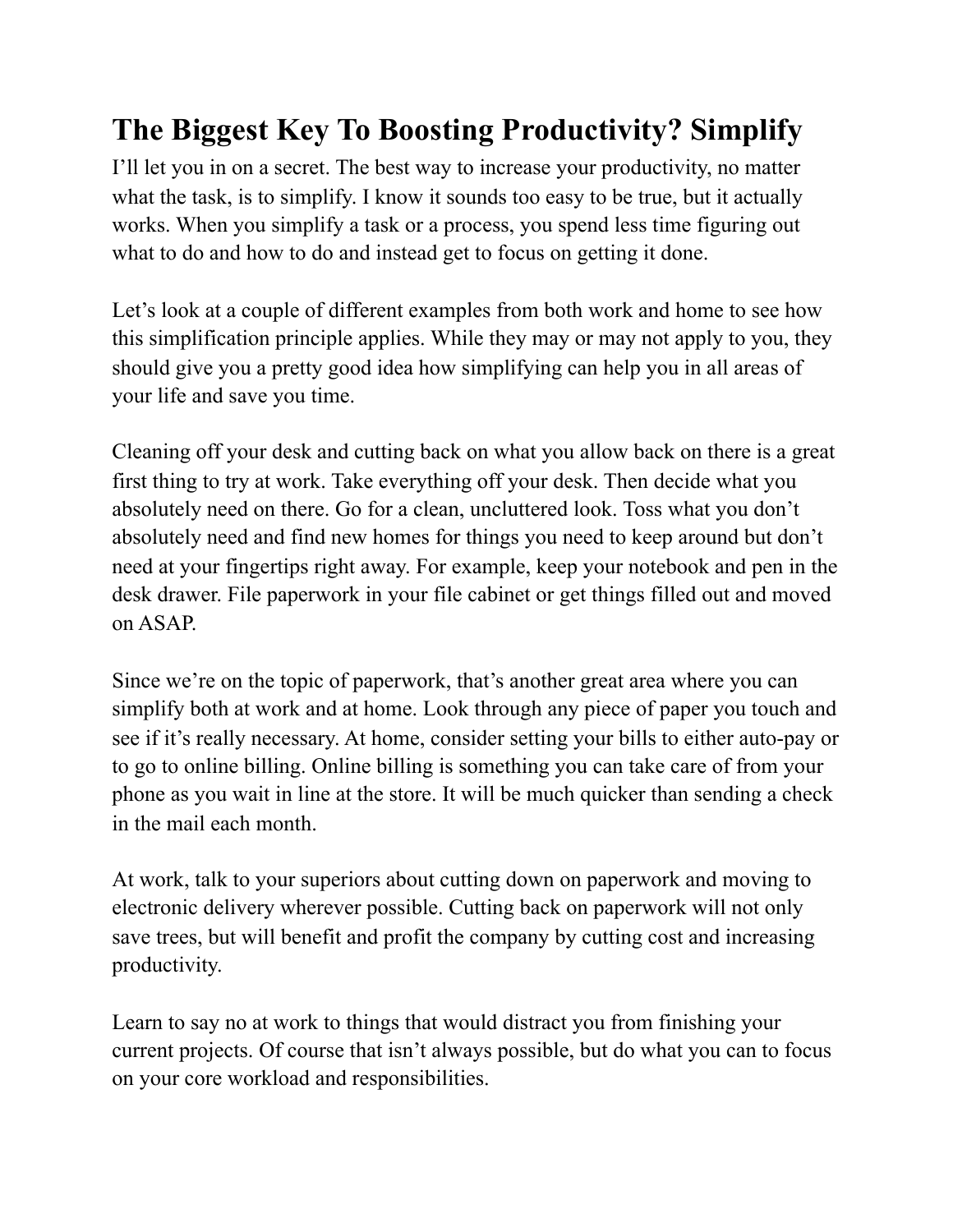# The Biggest Key To Boosting Productivity? Simplify

I'll let you in on a secret. The best way to increase your productivity, no matter what the task, is to simplify. I know it sounds too easy to be true, but it actually works. When you simplify a task or a process, you spend less time figuring out what to do and how to do and instead get to focus on getting it done.

Let's look at a couple of different examples from both work and home to see how this simplification principle applies. While they may or may not apply to you, they should give you a pretty good idea how simplifying can help you in all areas of your life and save you time.

Cleaning off your desk and cutting back on what you allow back on there is a great first thing to try at work. Take everything off your desk. Then decide what you absolutely need on there. Go for a clean, uncluttered look. Toss what you don't absolutely need and find new homes for things you need to keep around but don't need at your fingertips right away. For example, keep your notebook and pen in the desk drawer. File paperwork in your file cabinet or get things filled out and moved on ASAP.

Since we're on the topic of paperwork, that's another great area where you can simplify both at work and at home. Look through any piece of paper you touch and see if it's really necessary. At home, consider setting your bills to either auto-pay or to go to online billing. Online billing is something you can take care of from your phone as you wait in line at the store. It will be much quicker than sending a check in the mail each month.

At work, talk to your superiors about cutting down on paperwork and moving to electronic delivery wherever possible. Cutting back on paperwork will not only save trees, but will benefit and profit the company by cutting cost and increasing productivity.

Learn to say no at work to things that would distract you from finishing your current projects. Of course that isn't always possible, but do what you can to focus on your core workload and responsibilities.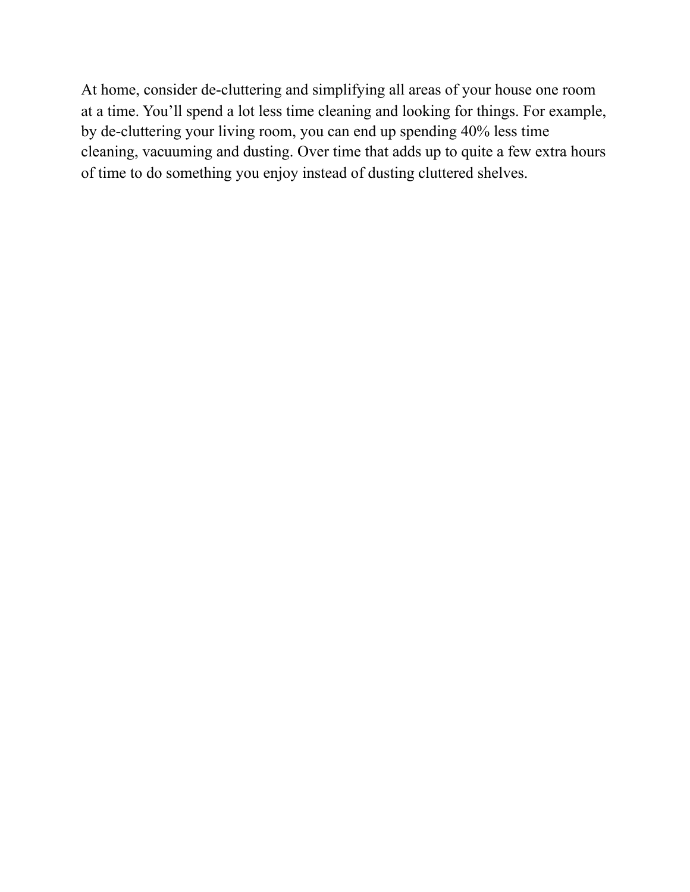At home, consider de-cluttering and simplifying all areas of your house one room at a time. You'll spend a lot less time cleaning and looking for things. For example, by de-cluttering your living room, you can end up spending 40% less time cleaning, vacuuming and dusting. Over time that adds up to quite a few extra hours of time to do something you enjoy instead of dusting cluttered shelves.